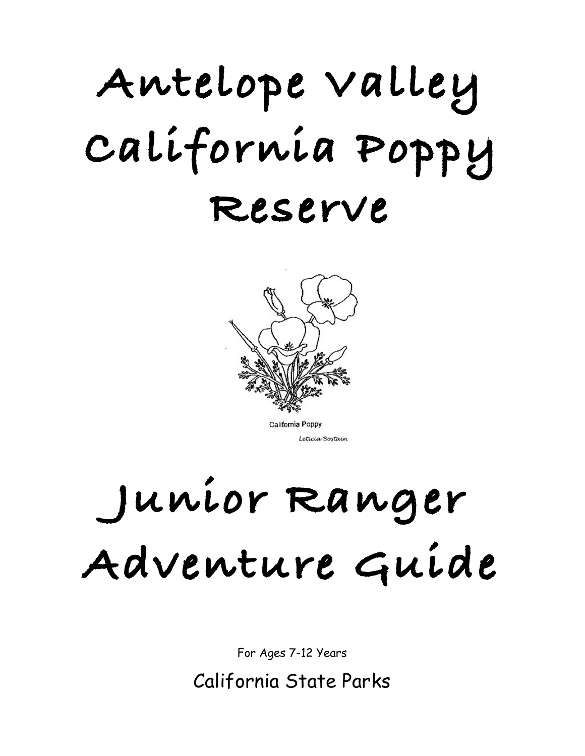# Antelope Valley California Poppy Reserve

California Poppy

*Leticia Bostain*

# Junior Ranger Adventure Guide

For Ages 7-12 Years

California State Parks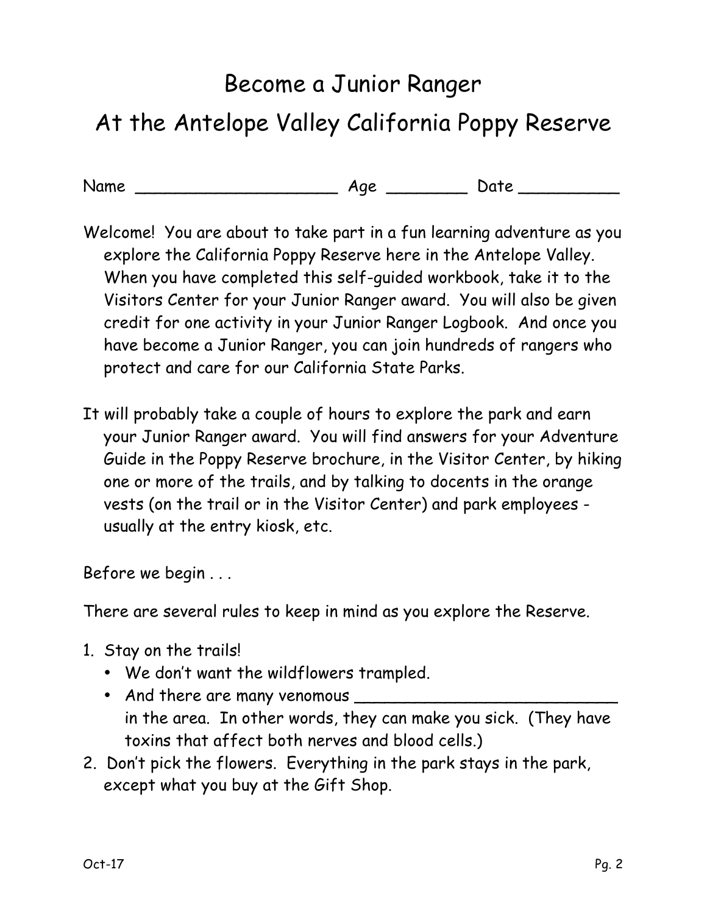# Become a Junior Ranger

## At the Antelope Valley California Poppy Reserve

Name _____________________ Age ________ Date __________

Welcome! You are about to take part in a fun learning adventure as you explore the California Poppy Reserve here in the Antelope Valley. When you have completed this self-guided workbook, take it to the Visitors Center for your Junior Ranger award. You will also be given credit for one activity in your Junior Ranger Logbook. And once you have become a Junior Ranger, you can join hundreds of rangers who protect and care for our California State Parks.

It will probably take a couple of hours to explore the park and earn your Junior Ranger award. You will find answers for your Adventure Guide in the Poppy Reserve brochure, in the Visitor Center, by hiking one or more of the trails, and by talking to docents in the orange vests (on the trail or in the Visitor Center) and park employees - usually at the entry kiosk, etc.

Before we begin . . .

There are several rules to keep in mind as you explore the Reserve.

1. Stay on the trails!
   - We don't want the wildflowers trampled.
   - And there are many venomous ___________________________ in the area. In other words, they can make you sick. (They have toxins that affect both nerves and blood cells.)
2. Don't pick the flowers. Everything in the park stays in the park, except what you buy at the Gift Shop.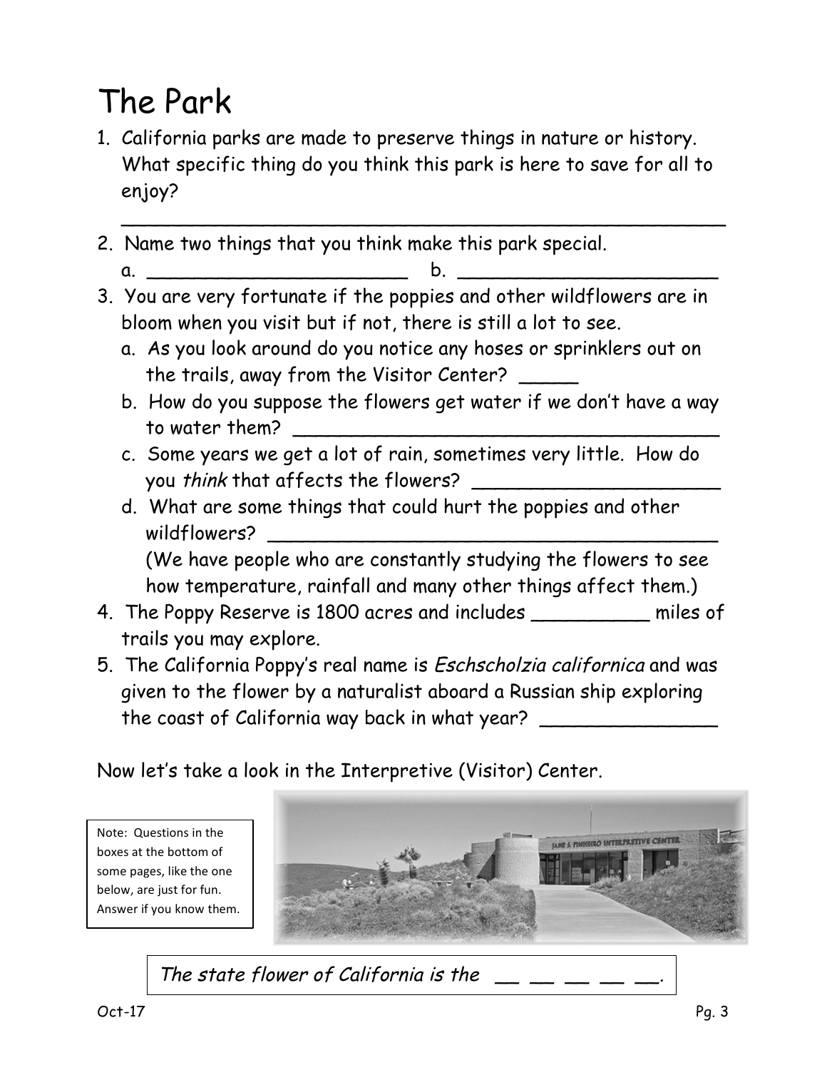# The Park

1. California parks are made to preserve things in nature or history. What specific thing do you think this park is here to save for all to enjoy?

   ___________________________________________________

2. Name two things that you think make this park special.
   a. ______________________ b. ______________________

3. You are very fortunate if the poppies and other wildflowers are in bloom when you visit but if not, there is still a lot to see.
   a. As you look around do you notice any hoses or sprinklers out on the trails, away from the Visitor Center? _____
   b. How do you suppose the flowers get water if we don't have a way to water them? ____________________________________
   c. Some years we get a lot of rain, sometimes very little. How do you *think* that affects the flowers? _____________________
   d. What are some things that could hurt the poppies and other wildflowers? ________________________________________

      (We have people who are constantly studying the flowers to see how temperature, rainfall and many other things affect them.)

4. The Poppy Reserve is 1800 acres and includes __________ miles of trails you may explore.

5. The California Poppy's real name is *Eschscholzia californica* and was given to the flower by a naturalist aboard a Russian ship exploring the coast of California way back in what year? _______________

Now let's take a look in the Interpretive (Visitor) Center.

Note: Questions in the boxes at the bottom of some pages, like the one below, are just for fun. Answer if you know them.

*The state flower of California is the __ __ __ __ __.*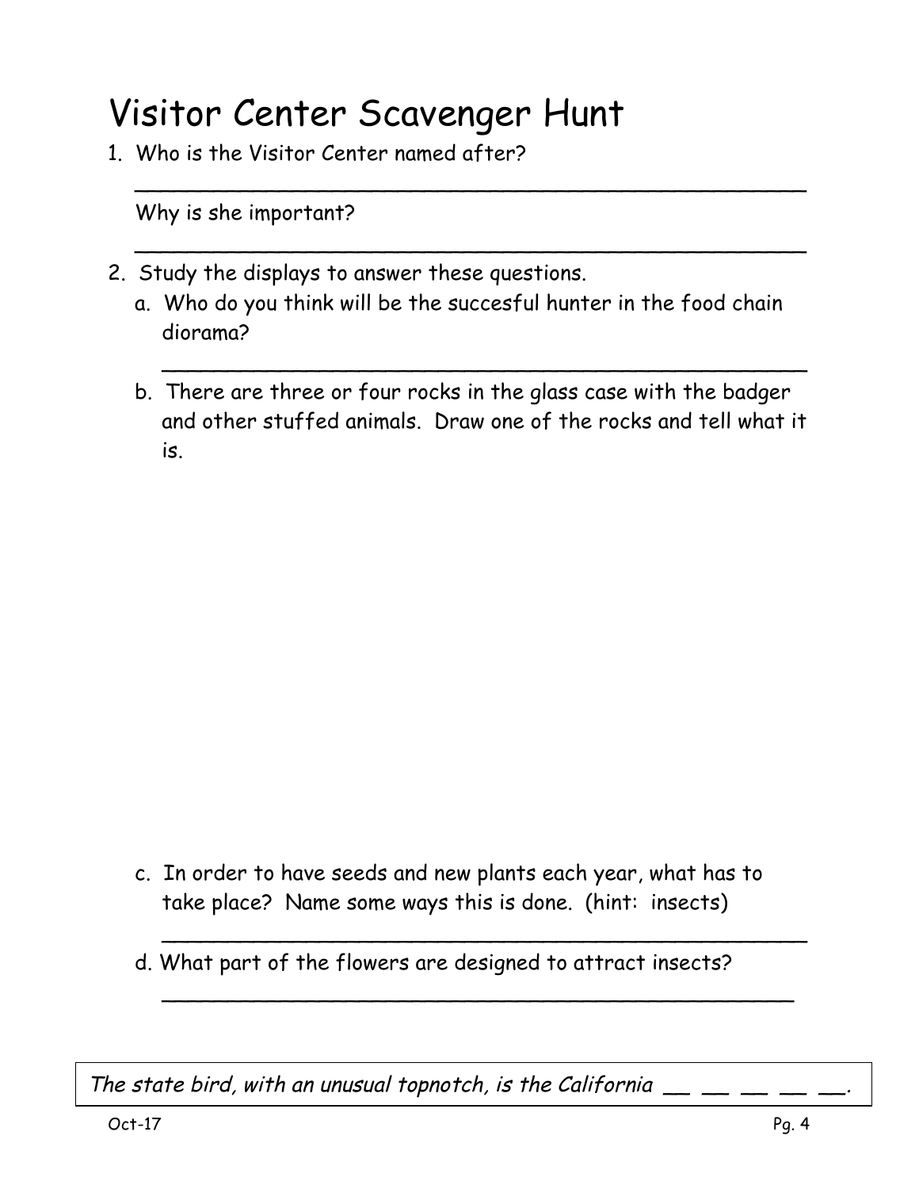# Visitor Center Scavenger Hunt

1. Who is the Visitor Center named after?

   ___________________________________________________

   Why is she important?

   ___________________________________________________

2. Study the displays to answer these questions.

   a. Who do you think will be the succesful hunter in the food chain diorama?

      _______________________________________________

   b. There are three or four rocks in the glass case with the badger and other stuffed animals. Draw one of the rocks and tell what it is.

   c. In order to have seeds and new plants each year, what has to take place? Name some ways this is done. (hint: insects)

      _______________________________________________

   d. What part of the flowers are designed to attract insects?

      _______________________________________________

*The state bird, with an unusual topnotch, is the California __ __ __ __ __.*

Oct-17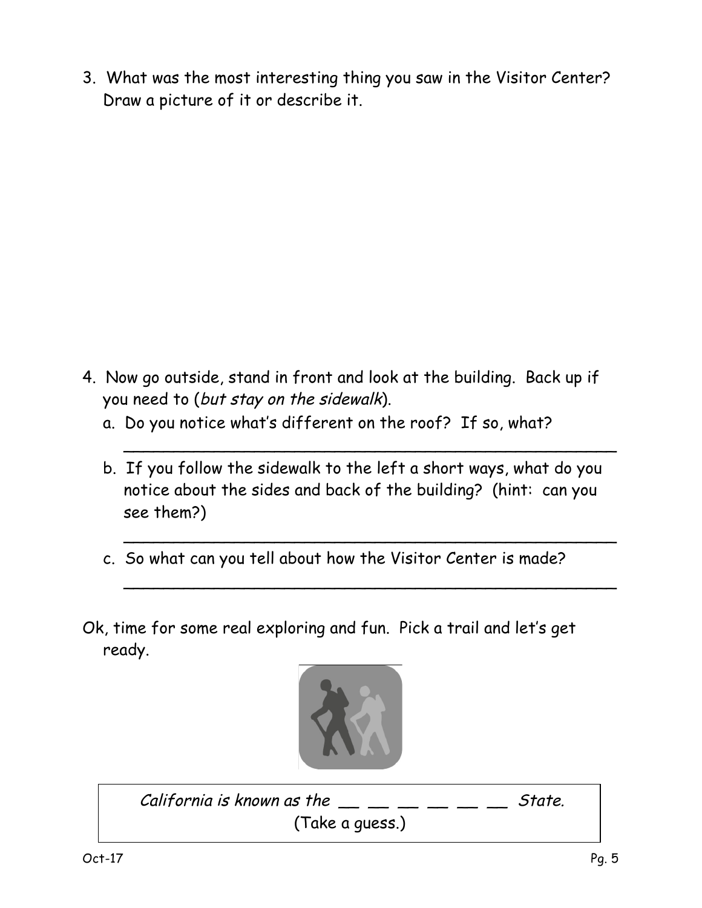3. What was the most interesting thing you saw in the Visitor Center? Draw a picture of it or describe it.

4. Now go outside, stand in front and look at the building. Back up if you need to (*but stay on the sidewalk*).
   a. Do you notice what's different on the roof? If so, what?
   
   ________________________________________________
   
   b. If you follow the sidewalk to the left a short ways, what do you notice about the sides and back of the building? (hint: can you see them?)
   
   ________________________________________________
   
   c. So what can you tell about how the Visitor Center is made?
   
   ________________________________________________

Ok, time for some real exploring and fun. Pick a trail and let's get ready.

*California is known as the* __ __ __ __ __ __ *State.*
(Take a guess.)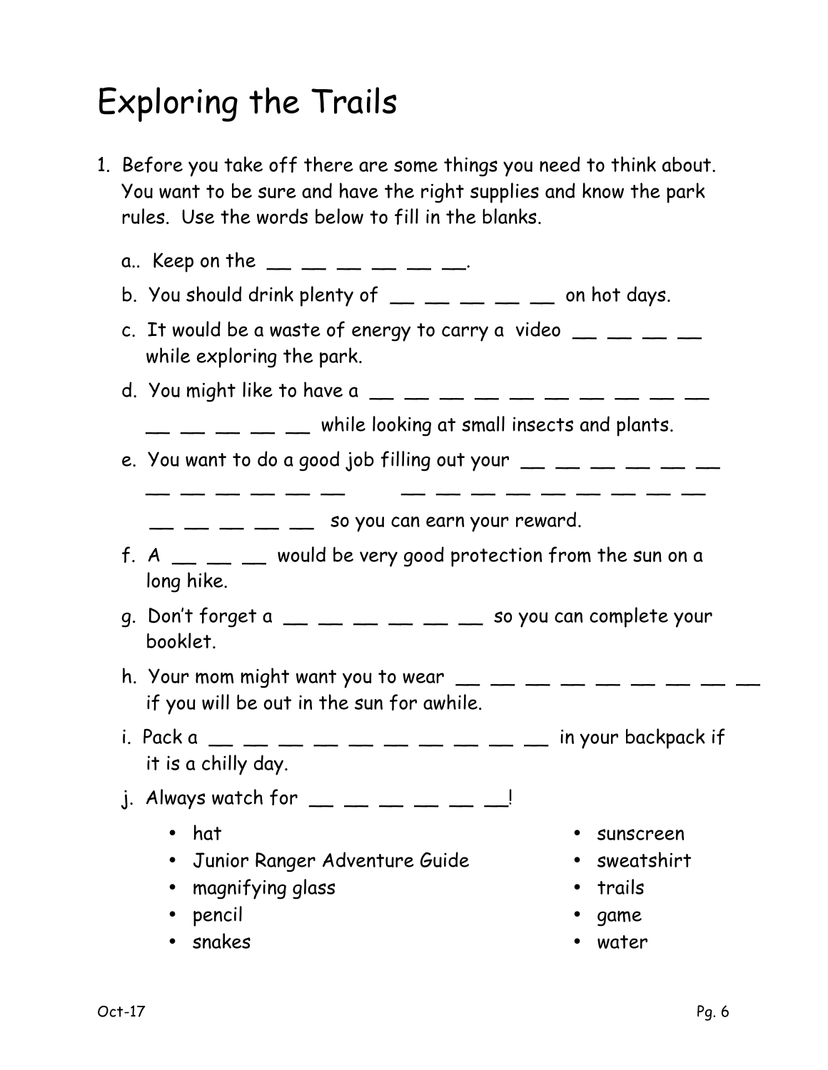# Exploring the Trails

1. Before you take off there are some things you need to think about. You want to be sure and have the right supplies and know the park rules. Use the words below to fill in the blanks.

   a.. Keep on the __ __ __ __ __ __.

   b. You should drink plenty of __ __ __ __ __ on hot days.

   c. It would be a waste of energy to carry a video __ __ __ __ while exploring the park.

   d. You might like to have a __ __ __ __ __ __ __ __ __ __ __ __ __ __ __ while looking at small insects and plants.

   e. You want to do a good job filling out your __ __ __ __ __ __ __ __ __ __ __ __ __ __ __ __ __ __ __ __ __ __ __ __ __ __ so you can earn your reward.

   f. A __ __ __ would be very good protection from the sun on a long hike.

   g. Don't forget a __ __ __ __ __ __ so you can complete your booklet.

   h. Your mom might want you to wear __ __ __ __ __ __ __ __ __ if you will be out in the sun for awhile.

   i. Pack a __ __ __ __ __ __ __ __ __ __ in your backpack if it is a chilly day.

   j. Always watch for __ __ __ __ __ __!

   - hat
   - Junior Ranger Adventure Guide
   - magnifying glass
   - pencil
   - snakes
   - sunscreen
   - sweatshirt
   - trails
   - game
   - water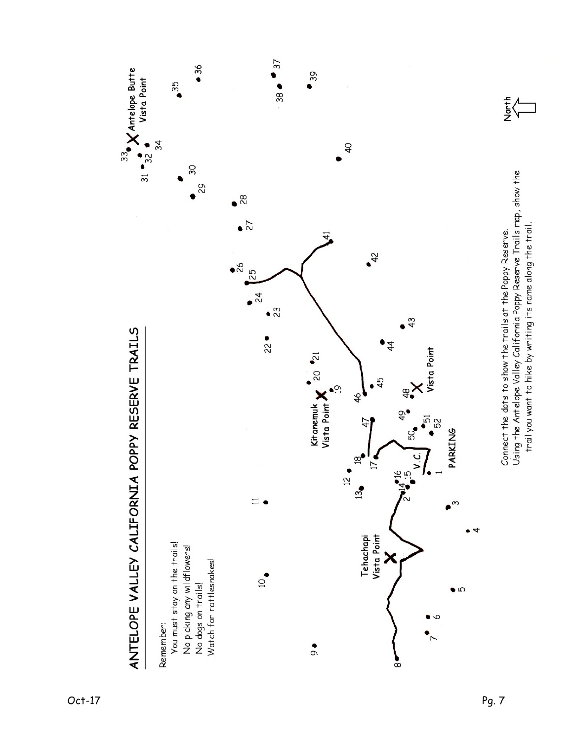# ANTELOPE VALLEY CALIFORNIA POPPY RESERVE TRAILS

Remember:

You must stay on the trails!
No picking any wildflowers!
No dogs on trails!
Watch for rattlesnakes!

Tehachapi Vista Point

Kitanemuk Vista Point

Vista Point

Antelope Butte Vista Point

V.C.

PARKING

North

1 2 3 4 5 6 7 8 9 10 11 12 13 14 15 16 17 18 19 20 21 22 23 24 25 26 27 28 29 30 31 32 33 34 35 36 37 38 39 40 41 42 43 44 45 46 47 48 49 50 51 52

Connect the dots to show the trails at the Poppy Reserve.
Using the Antelope Valley California Poppy Reserve Trails map, show the trail you want to hike by writing its name along the trail.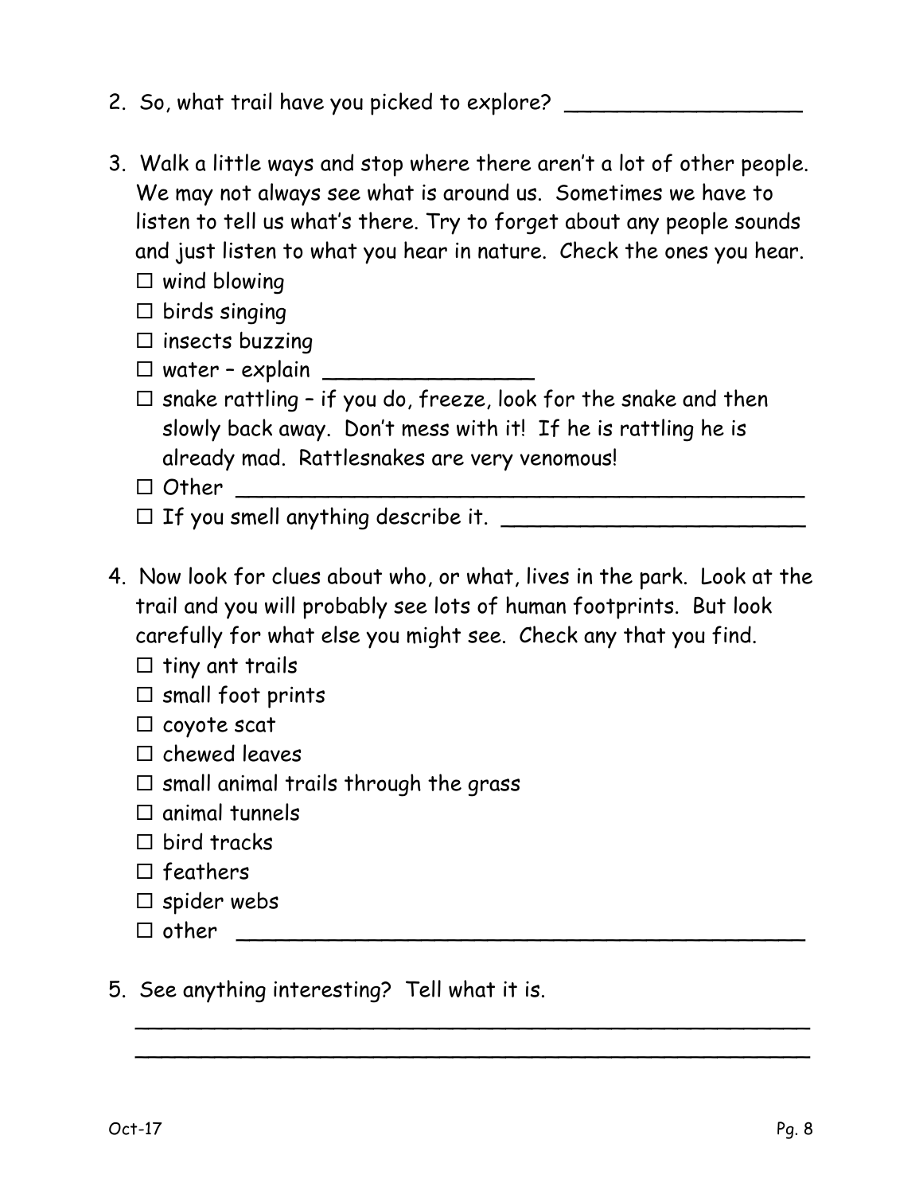2. So, what trail have you picked to explore? ___________________

3. Walk a little ways and stop where there aren't a lot of other people. We may not always see what is around us. Sometimes we have to listen to tell us what's there. Try to forget about any people sounds and just listen to what you hear in nature. Check the ones you hear.
   - ☐ wind blowing
   - ☐ birds singing
   - ☐ insects buzzing
   - ☐ water – explain ________________
   - ☐ snake rattling – if you do, freeze, look for the snake and then slowly back away. Don't mess with it! If he is rattling he is already mad. Rattlesnakes are very venomous!
   - ☐ Other ____________________________________________
   - ☐ If you smell anything describe it. ________________________

4. Now look for clues about who, or what, lives in the park. Look at the trail and you will probably see lots of human footprints. But look carefully for what else you might see. Check any that you find.
   - ☐ tiny ant trails
   - ☐ small foot prints
   - ☐ coyote scat
   - ☐ chewed leaves
   - ☐ small animal trails through the grass
   - ☐ animal tunnels
   - ☐ bird tracks
   - ☐ feathers
   - ☐ spider webs
   - ☐ other ____________________________________________

5. See anything interesting? Tell what it is.

   ______________________________________________________

   ______________________________________________________

Oct-17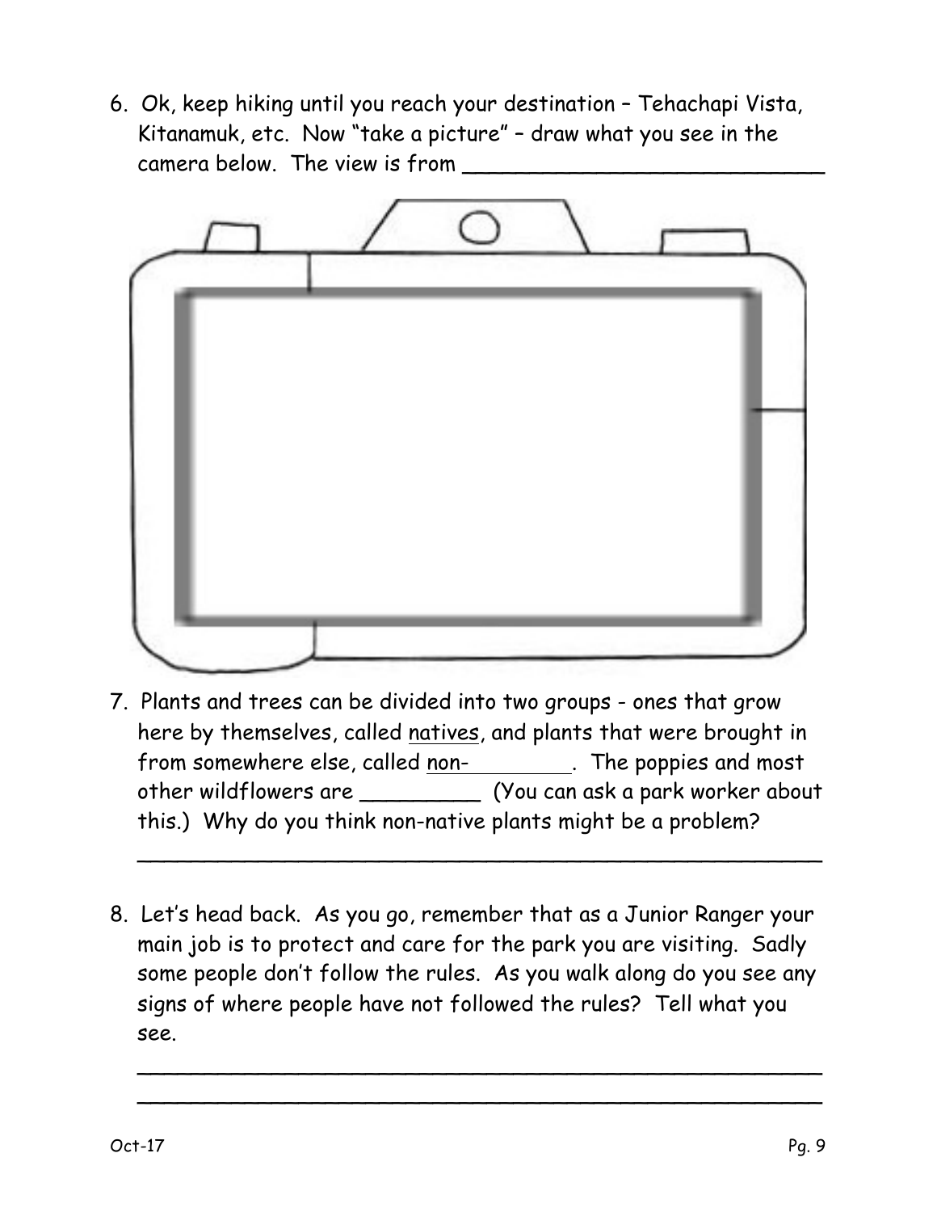6. Ok, keep hiking until you reach your destination – Tehachapi Vista, Kitanamuk, etc. Now "take a picture" – draw what you see in the camera below. The view is from ___________________________

7. Plants and trees can be divided into two groups - ones that grow here by themselves, called <u>natives</u>, and plants that were brought in from somewhere else, called <u>non-_________</u>. The poppies and most other wildflowers are _________ (You can ask a park worker about this.) Why do you think non-native plants might be a problem?

_____________________________________________________

8. Let's head back. As you go, remember that as a Junior Ranger your main job is to protect and care for the park you are visiting. Sadly some people don't follow the rules. As you walk along do you see any signs of where people have not followed the rules? Tell what you see.

_____________________________________________________

_____________________________________________________

Oct-17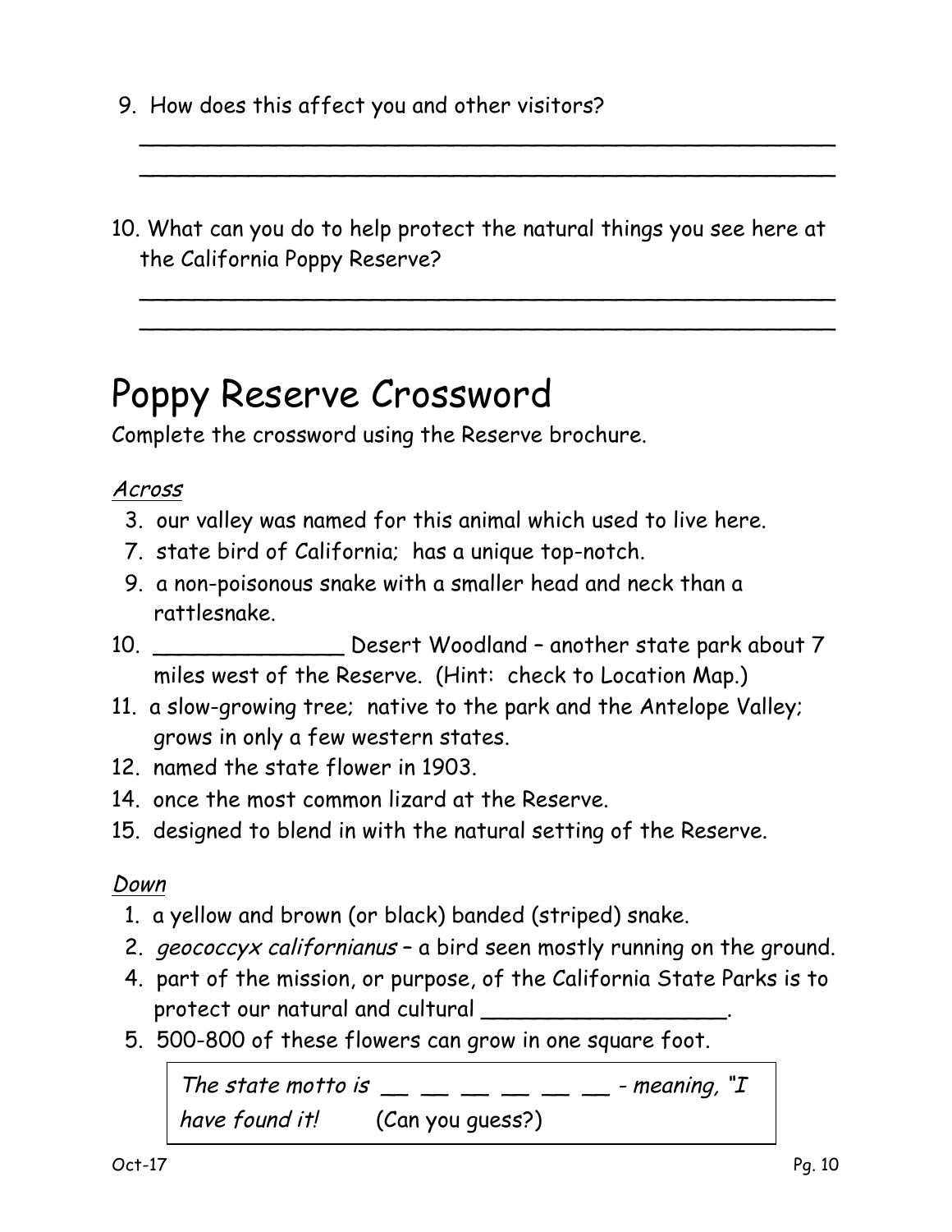9. How does this affect you and other visitors?

_______________________________________________

_______________________________________________

10. What can you do to help protect the natural things you see here at the California Poppy Reserve?

_______________________________________________

_______________________________________________

# Poppy Reserve Crossword

Complete the crossword using the Reserve brochure.

*Across*

3. our valley was named for this animal which used to live here.
7. state bird of California; has a unique top-notch.
9. a non-poisonous snake with a smaller head and neck than a rattlesnake.
10. ______________ Desert Woodland – another state park about 7 miles west of the Reserve. (Hint: check to Location Map.)
11. a slow-growing tree; native to the park and the Antelope Valley; grows in only a few western states.
12. named the state flower in 1903.
14. once the most common lizard at the Reserve.
15. designed to blend in with the natural setting of the Reserve.

*Down*

1. a yellow and brown (or black) banded (striped) snake.
2. *geococcyx californianus* – a bird seen mostly running on the ground.
4. part of the mission, or purpose, of the California State Parks is to protect our natural and cultural __________________.
5. 500-800 of these flowers can grow in one square foot.

*The state motto is* __ __ __ __ __ __ *- meaning, "I have found it!* (Can you guess?)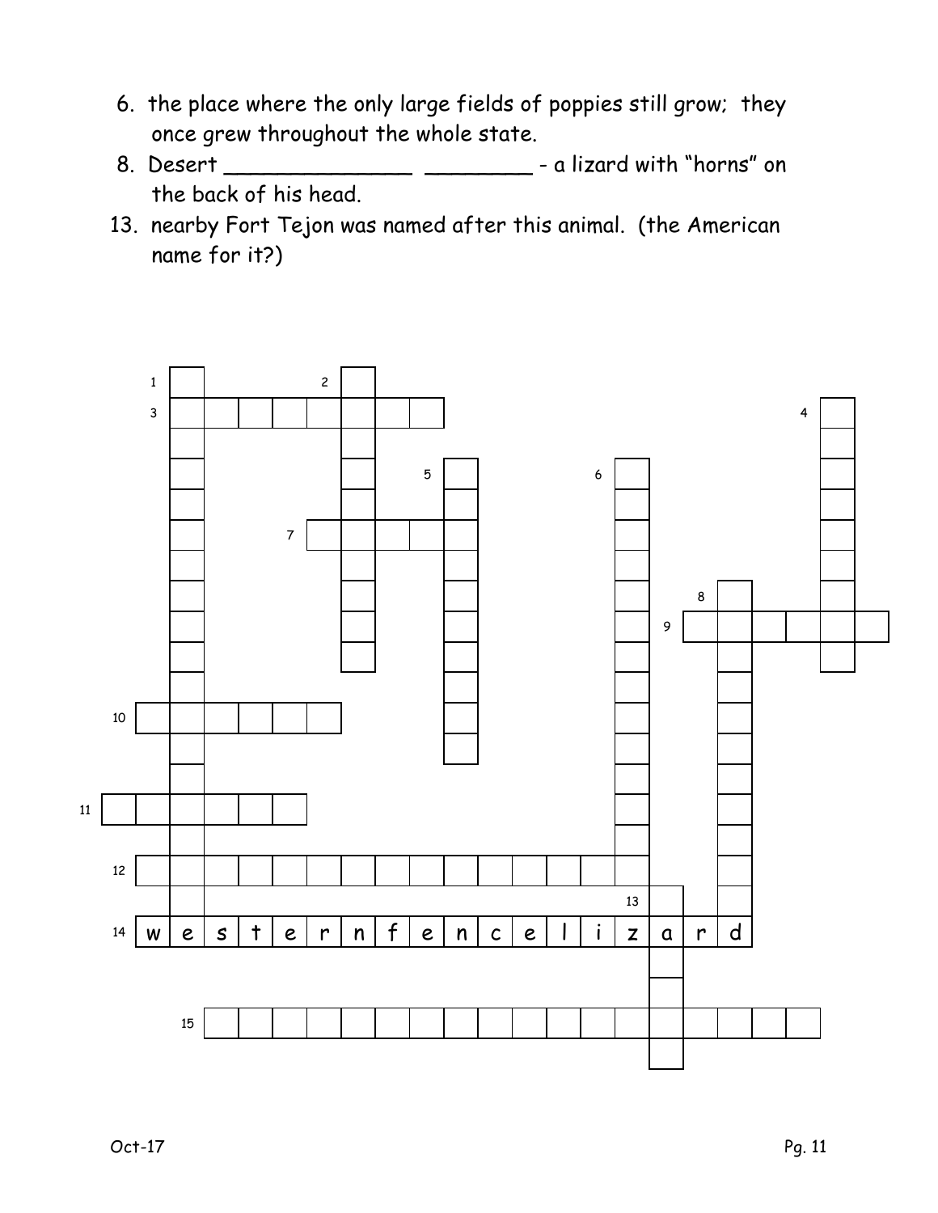6. the place where the only large fields of poppies still grow; they once grew throughout the whole state.
8. Desert _______________ ________ - a lizard with "horns" on the back of his head.
13. nearby Fort Tejon was named after this animal. (the American name for it?)

1, 2, 3, 4, 5, 6, 7, 8, 9, 10, 11, 12, 13, 14, 15

14: w e s t e r n f e n c e l i z a r d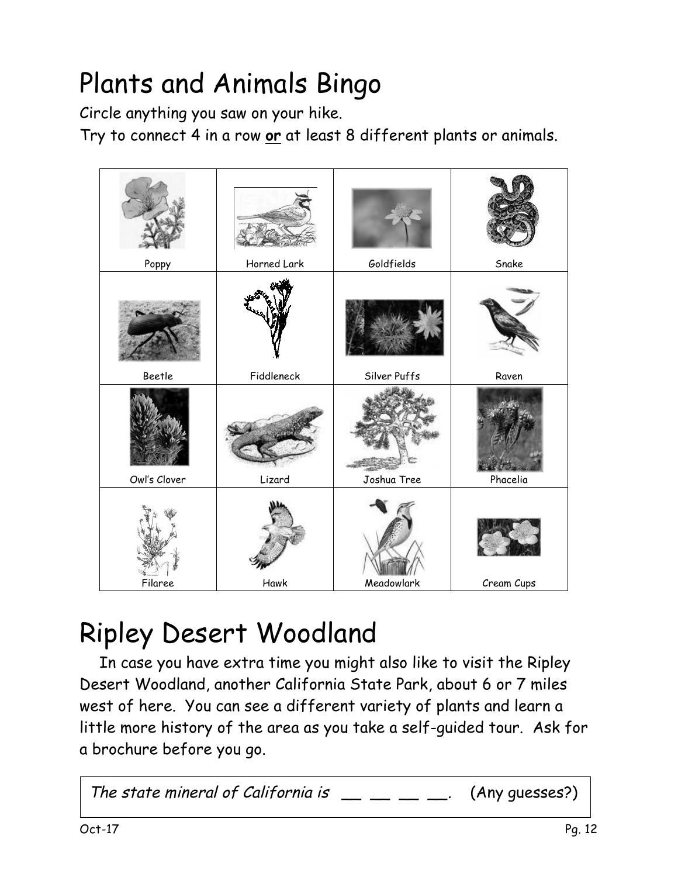# Plants and Animals Bingo

Circle anything you saw on your hike.

Try to connect 4 in a row **or** at least 8 different plants or animals.

| | | | |
|---|---|---|---|
| Poppy | Horned Lark | Goldfields | Snake |
| Beetle | Fiddleneck | Silver Puffs | Raven |
| Owl's Clover | Lizard | Joshua Tree | Phacelia |
| Filaree | Hawk | Meadowlark | Cream Cups |

# Ripley Desert Woodland

In case you have extra time you might also like to visit the Ripley Desert Woodland, another California State Park, about 6 or 7 miles west of here. You can see a different variety of plants and learn a little more history of the area as you take a self-guided tour. Ask for a brochure before you go.

*The state mineral of California is __ __ __ __.* (Any guesses?)

Oct-17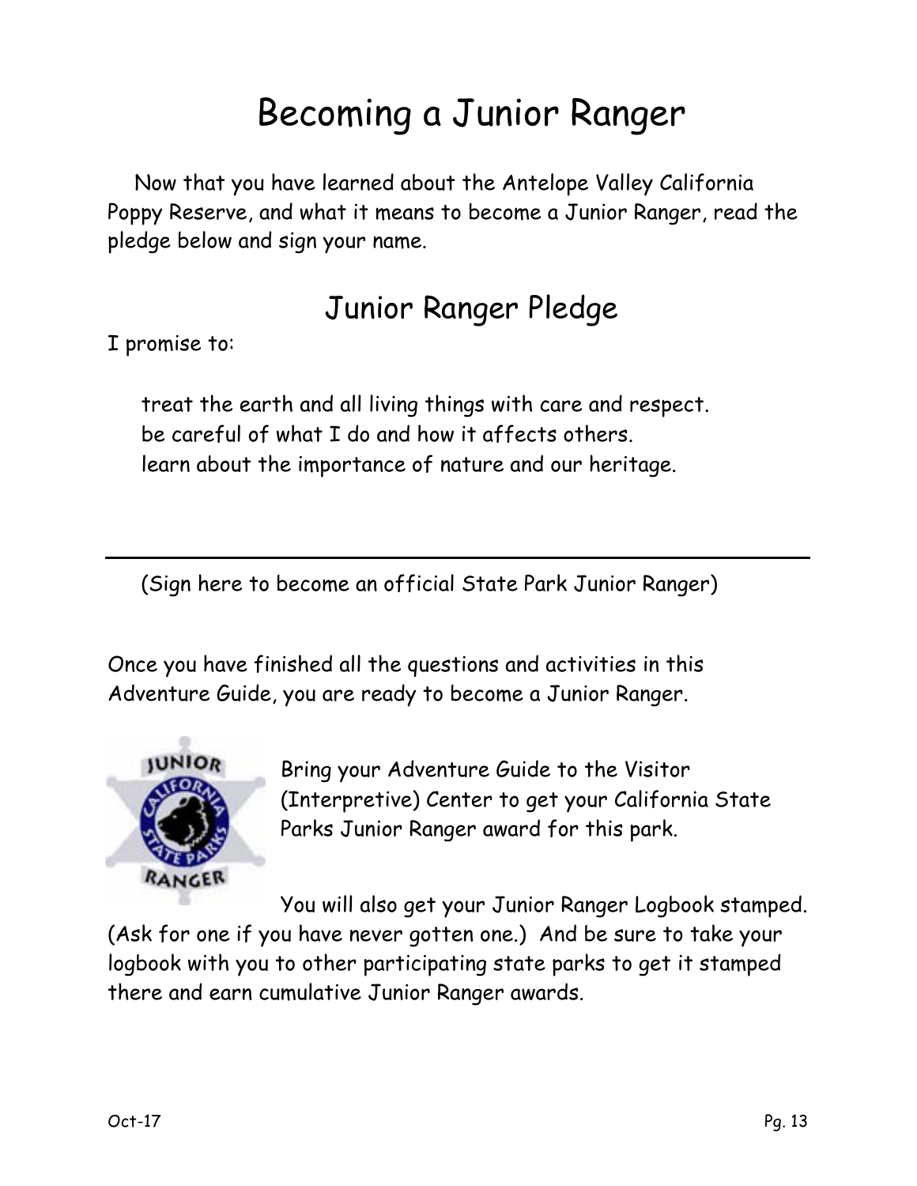# Becoming a Junior Ranger

Now that you have learned about the Antelope Valley California Poppy Reserve, and what it means to become a Junior Ranger, read the pledge below and sign your name.

## Junior Ranger Pledge

I promise to:

treat the earth and all living things with care and respect.
be careful of what I do and how it affects others.
learn about the importance of nature and our heritage.

___________________________________________________________

(Sign here to become an official State Park Junior Ranger)

Once you have finished all the questions and activities in this Adventure Guide, you are ready to become a Junior Ranger.

Bring your Adventure Guide to the Visitor (Interpretive) Center to get your California State Parks Junior Ranger award for this park.

You will also get your Junior Ranger Logbook stamped. (Ask for one if you have never gotten one.) And be sure to take your logbook with you to other participating state parks to get it stamped there and earn cumulative Junior Ranger awards.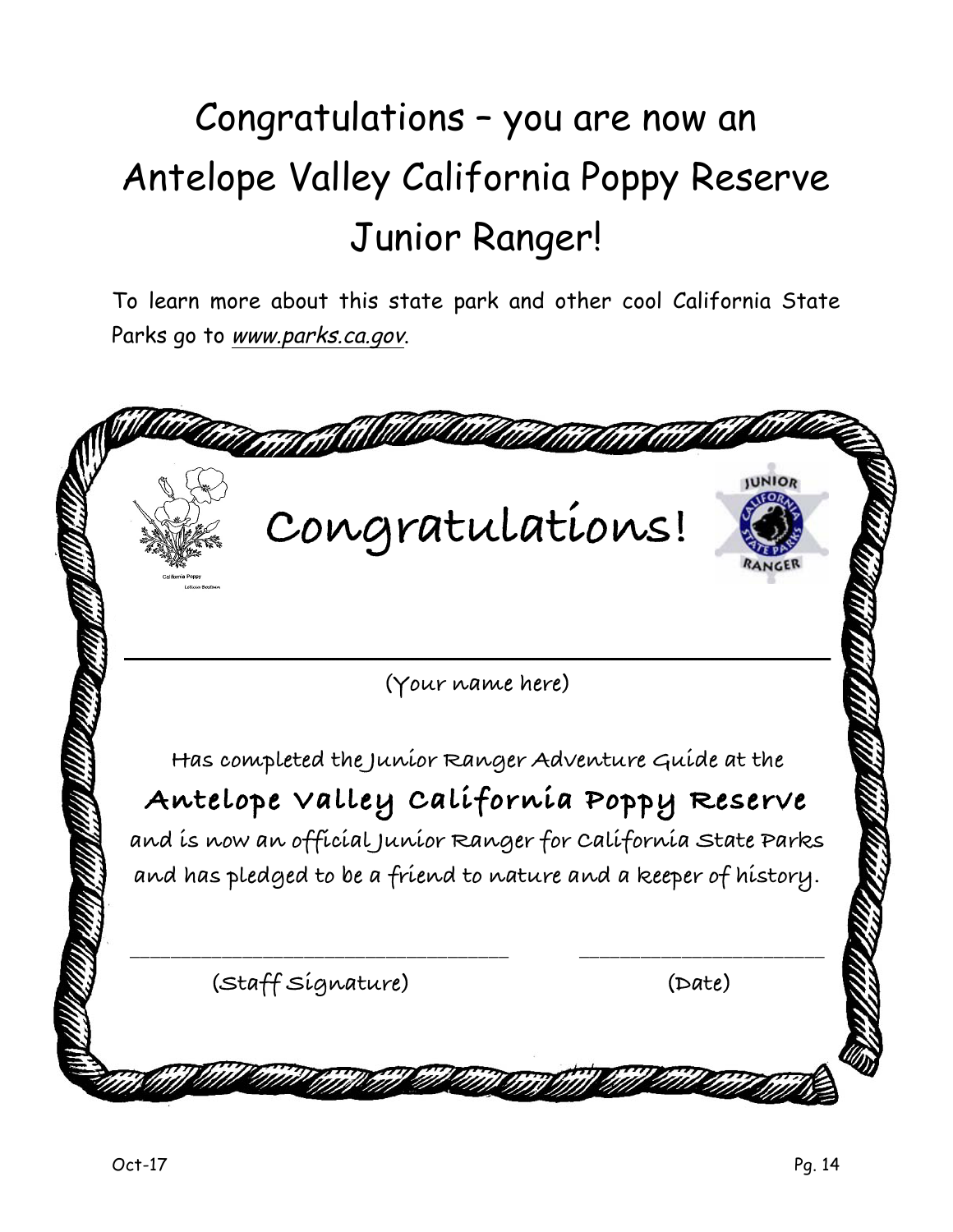# Congratulations – you are now an Antelope Valley California Poppy Reserve Junior Ranger!

To learn more about this state park and other cool California State Parks go to *www.parks.ca.gov*.

California Poppy

Leticia Bestwin

JUNIOR

CALIFORNIA STATE PARKS

RANGER

## Congratulations!

\_\_\_\_\_\_\_\_\_\_\_\_\_\_\_\_\_\_\_\_\_\_\_\_\_\_\_\_\_\_\_\_\_\_\_\_\_\_\_\_\_\_\_\_\_\_\_\_

(Your name here)

Has completed the Junior Ranger Adventure Guide at the

**Antelope Valley California Poppy Reserve**

and is now an official Junior Ranger for California State Parks and has pledged to be a friend to nature and a keeper of history.

\_\_\_\_\_\_\_\_\_\_\_\_\_\_\_\_\_\_\_\_\_\_\_\_\_\_\_\_\_\_\_\_ \_\_\_\_\_\_\_\_\_\_\_\_\_\_\_\_\_\_\_\_

(Staff Signature) (Date)

Oct-17